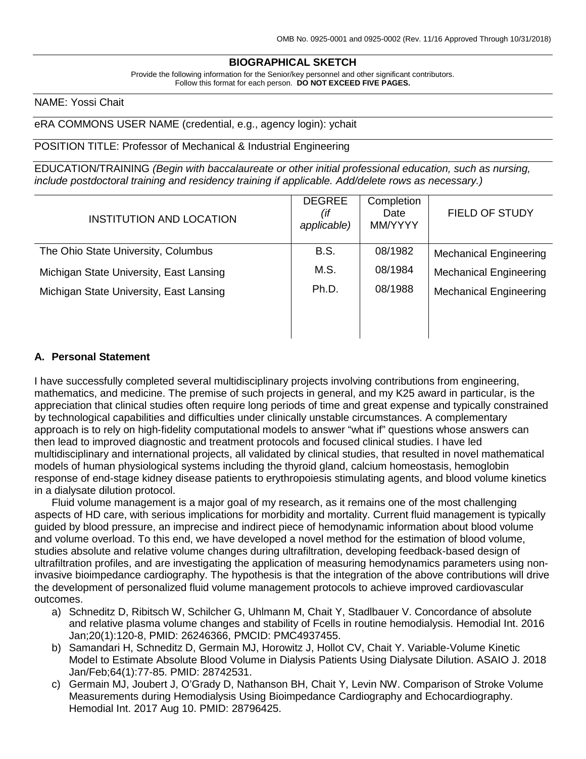OMB No. 0925-0001 and 0925-0002 (Rev. 11/16 Approved Through 10/31/2018)

## BIOGRAPHICAL SKETCH

Provide the following information for the Senior/key personnel and other significant contributors.
Follow this format for each person. **DO NOT EXCEED FIVE PAGES.**

NAME: Yossi Chait

eRA COMMONS USER NAME (credential, e.g., agency login): ychait

POSITION TITLE: Professor of Mechanical & Industrial Engineering

EDUCATION/TRAINING *(Begin with baccalaureate or other initial professional education, such as nursing, include postdoctoral training and residency training if applicable. Add/delete rows as necessary.)*

| INSTITUTION AND LOCATION | DEGREE *(if applicable)* | Completion Date MM/YYYY | FIELD OF STUDY |
|---|---|---|---|
| The Ohio State University, Columbus | B.S. | 08/1982 | Mechanical Engineering |
| Michigan State University, East Lansing | M.S. | 08/1984 | Mechanical Engineering |
| Michigan State University, East Lansing | Ph.D. | 08/1988 | Mechanical Engineering |

### A. Personal Statement

I have successfully completed several multidisciplinary projects involving contributions from engineering, mathematics, and medicine. The premise of such projects in general, and my K25 award in particular, is the appreciation that clinical studies often require long periods of time and great expense and typically constrained by technological capabilities and difficulties under clinically unstable circumstances. A complementary approach is to rely on high-fidelity computational models to answer "what if" questions whose answers can then lead to improved diagnostic and treatment protocols and focused clinical studies. I have led multidisciplinary and international projects, all validated by clinical studies, that resulted in novel mathematical models of human physiological systems including the thyroid gland, calcium homeostasis, hemoglobin response of end-stage kidney disease patients to erythropoiesis stimulating agents, and blood volume kinetics in a dialysate dilution protocol.

Fluid volume management is a major goal of my research, as it remains one of the most challenging aspects of HD care, with serious implications for morbidity and mortality. Current fluid management is typically guided by blood pressure, an imprecise and indirect piece of hemodynamic information about blood volume and volume overload. To this end, we have developed a novel method for the estimation of blood volume, studies absolute and relative volume changes during ultrafiltration, developing feedback-based design of ultrafiltration profiles, and are investigating the application of measuring hemodynamics parameters using non-invasive bioimpedance cardiography. The hypothesis is that the integration of the above contributions will drive the development of personalized fluid volume management protocols to achieve improved cardiovascular outcomes.

a) Schneditz D, Ribitsch W, Schilcher G, Uhlmann M, Chait Y, Stadlbauer V. Concordance of absolute and relative plasma volume changes and stability of Fcells in routine hemodialysis. Hemodial Int. 2016 Jan;20(1):120-8, PMID: 26246366, PMCID: PMC4937455.
b) Samandari H, Schneditz D, Germain MJ, Horowitz J, Hollot CV, Chait Y. Variable-Volume Kinetic Model to Estimate Absolute Blood Volume in Dialysis Patients Using Dialysate Dilution. ASAIO J. 2018 Jan/Feb;64(1):77-85. PMID: 28742531.
c) Germain MJ, Joubert J, O'Grady D, Nathanson BH, Chait Y, Levin NW. Comparison of Stroke Volume Measurements during Hemodialysis Using Bioimpedance Cardiography and Echocardiography. Hemodial Int. 2017 Aug 10. PMID: 28796425.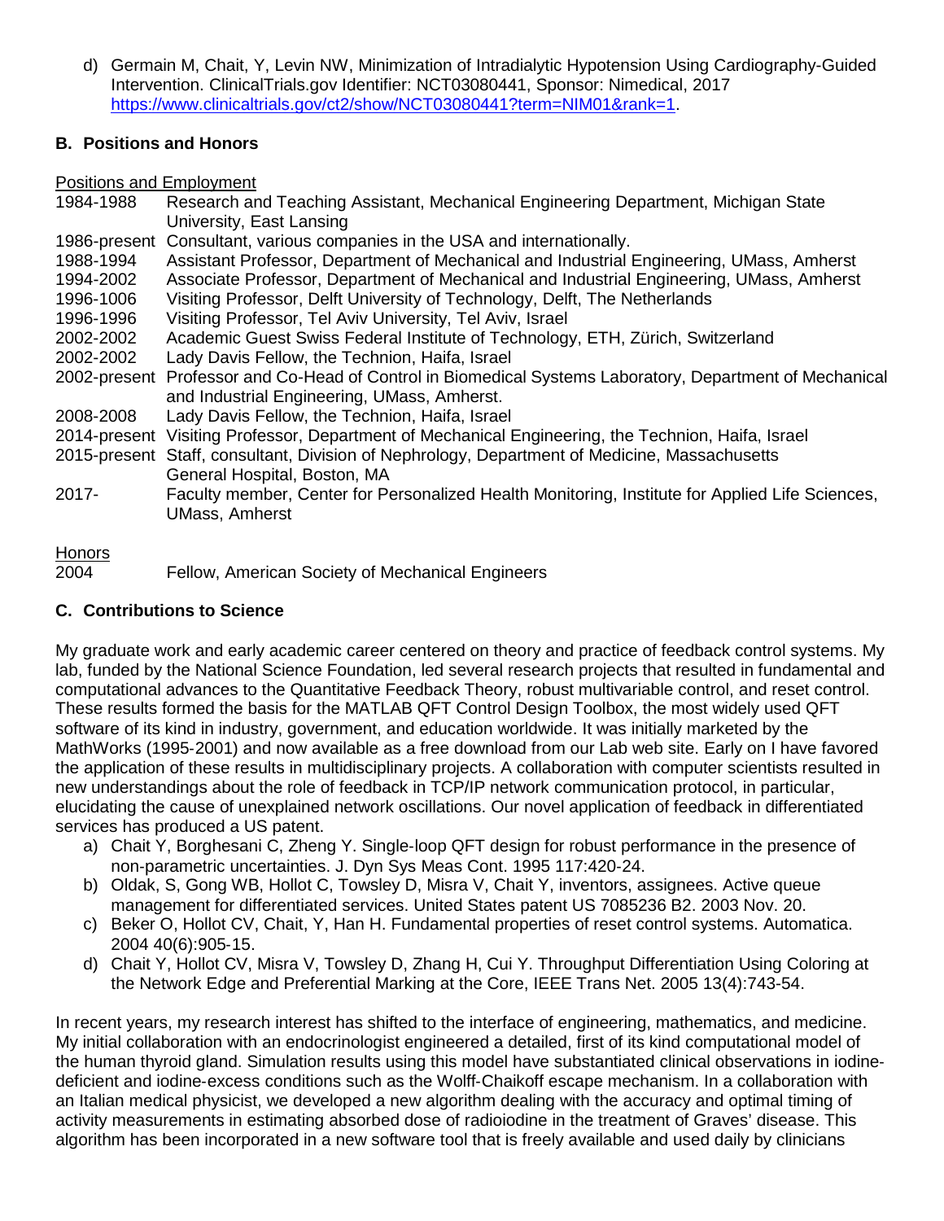d) Germain M, Chait, Y, Levin NW, Minimization of Intradialytic Hypotension Using Cardiography-Guided Intervention. ClinicalTrials.gov Identifier: NCT03080441, Sponsor: Nimedical, 2017 https://www.clinicaltrials.gov/ct2/show/NCT03080441?term=NIM01&rank=1.

## B. Positions and Honors

Positions and Employment

| | |
|---|---|
| 1984-1988 | Research and Teaching Assistant, Mechanical Engineering Department, Michigan State University, East Lansing |
| 1986-present | Consultant, various companies in the USA and internationally. |
| 1988-1994 | Assistant Professor, Department of Mechanical and Industrial Engineering, UMass, Amherst |
| 1994-2002 | Associate Professor, Department of Mechanical and Industrial Engineering, UMass, Amherst |
| 1996-1006 | Visiting Professor, Delft University of Technology, Delft, The Netherlands |
| 1996-1996 | Visiting Professor, Tel Aviv University, Tel Aviv, Israel |
| 2002-2002 | Academic Guest Swiss Federal Institute of Technology, ETH, Zürich, Switzerland |
| 2002-2002 | Lady Davis Fellow, the Technion, Haifa, Israel |
| 2002-present | Professor and Co-Head of Control in Biomedical Systems Laboratory, Department of Mechanical and Industrial Engineering, UMass, Amherst. |
| 2008-2008 | Lady Davis Fellow, the Technion, Haifa, Israel |
| 2014-present | Visiting Professor, Department of Mechanical Engineering, the Technion, Haifa, Israel |
| 2015-present | Staff, consultant, Division of Nephrology, Department of Medicine, Massachusetts General Hospital, Boston, MA |
| 2017- | Faculty member, Center for Personalized Health Monitoring, Institute for Applied Life Sciences, UMass, Amherst |

Honors

| | |
|---|---|
| 2004 | Fellow, American Society of Mechanical Engineers |

## C. Contributions to Science

My graduate work and early academic career centered on theory and practice of feedback control systems. My lab, funded by the National Science Foundation, led several research projects that resulted in fundamental and computational advances to the Quantitative Feedback Theory, robust multivariable control, and reset control. These results formed the basis for the MATLAB QFT Control Design Toolbox, the most widely used QFT software of its kind in industry, government, and education worldwide. It was initially marketed by the MathWorks (1995-2001) and now available as a free download from our Lab web site. Early on I have favored the application of these results in multidisciplinary projects. A collaboration with computer scientists resulted in new understandings about the role of feedback in TCP/IP network communication protocol, in particular, elucidating the cause of unexplained network oscillations. Our novel application of feedback in differentiated services has produced a US patent.

a) Chait Y, Borghesani C, Zheng Y. Single-loop QFT design for robust performance in the presence of non-parametric uncertainties. J. Dyn Sys Meas Cont. 1995 117:420-24.
b) Oldak, S, Gong WB, Hollot C, Towsley D, Misra V, Chait Y, inventors, assignees. Active queue management for differentiated services. United States patent US 7085236 B2. 2003 Nov. 20.
c) Beker O, Hollot CV, Chait, Y, Han H. Fundamental properties of reset control systems. Automatica. 2004 40(6):905-15.
d) Chait Y, Hollot CV, Misra V, Towsley D, Zhang H, Cui Y. Throughput Differentiation Using Coloring at the Network Edge and Preferential Marking at the Core, IEEE Trans Net. 2005 13(4):743-54.

In recent years, my research interest has shifted to the interface of engineering, mathematics, and medicine. My initial collaboration with an endocrinologist engineered a detailed, first of its kind computational model of the human thyroid gland. Simulation results using this model have substantiated clinical observations in iodine-deficient and iodine-excess conditions such as the Wolff-Chaikoff escape mechanism. In a collaboration with an Italian medical physicist, we developed a new algorithm dealing with the accuracy and optimal timing of activity measurements in estimating absorbed dose of radioiodine in the treatment of Graves' disease. This algorithm has been incorporated in a new software tool that is freely available and used daily by clinicians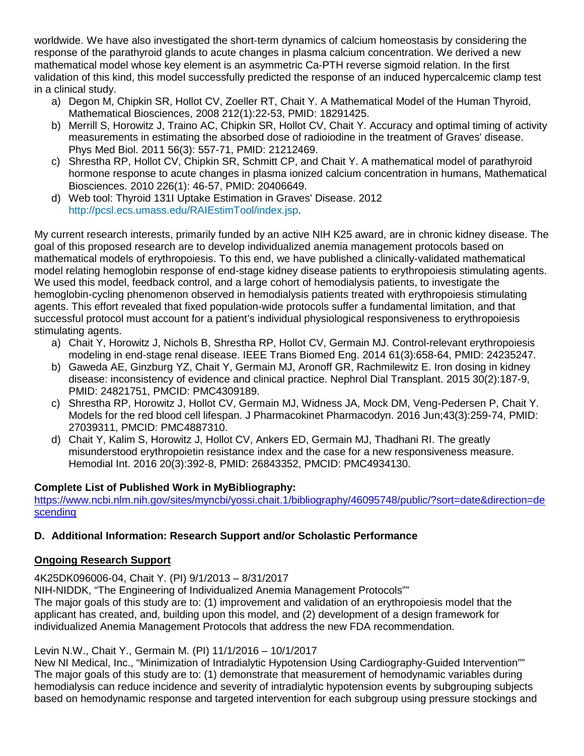worldwide. We have also investigated the short-term dynamics of calcium homeostasis by considering the response of the parathyroid glands to acute changes in plasma calcium concentration. We derived a new mathematical model whose key element is an asymmetric Ca-PTH reverse sigmoid relation. In the first validation of this kind, this model successfully predicted the response of an induced hypercalcemic clamp test in a clinical study.

a) Degon M, Chipkin SR, Hollot CV, Zoeller RT, Chait Y. A Mathematical Model of the Human Thyroid, Mathematical Biosciences, 2008 212(1):22-53, PMID: 18291425.
b) Merrill S, Horowitz J, Traino AC, Chipkin SR, Hollot CV, Chait Y. Accuracy and optimal timing of activity measurements in estimating the absorbed dose of radioiodine in the treatment of Graves' disease. Phys Med Biol. 2011 56(3): 557-71, PMID: 21212469.
c) Shrestha RP, Hollot CV, Chipkin SR, Schmitt CP, and Chait Y. A mathematical model of parathyroid hormone response to acute changes in plasma ionized calcium concentration in humans, Mathematical Biosciences. 2010 226(1): 46-57, PMID: 20406649.
d) Web tool: Thyroid 131I Uptake Estimation in Graves' Disease. 2012 http://pcsl.ecs.umass.edu/RAIEstimTool/index.jsp.

My current research interests, primarily funded by an active NIH K25 award, are in chronic kidney disease. The goal of this proposed research are to develop individualized anemia management protocols based on mathematical models of erythropoiesis. To this end, we have published a clinically-validated mathematical model relating hemoglobin response of end-stage kidney disease patients to erythropoiesis stimulating agents. We used this model, feedback control, and a large cohort of hemodialysis patients, to investigate the hemoglobin-cycling phenomenon observed in hemodialysis patients treated with erythropoiesis stimulating agents. This effort revealed that fixed population-wide protocols suffer a fundamental limitation, and that successful protocol must account for a patient's individual physiological responsiveness to erythropoiesis stimulating agents.

a) Chait Y, Horowitz J, Nichols B, Shrestha RP, Hollot CV, Germain MJ. Control-relevant erythropoiesis modeling in end-stage renal disease. IEEE Trans Biomed Eng. 2014 61(3):658-64, PMID: 24235247.
b) Gaweda AE, Ginzburg YZ, Chait Y, Germain MJ, Aronoff GR, Rachmilewitz E. Iron dosing in kidney disease: inconsistency of evidence and clinical practice. Nephrol Dial Transplant. 2015 30(2):187-9, PMID: 24821751, PMCID: PMC4309189.
c) Shrestha RP, Horowitz J, Hollot CV, Germain MJ, Widness JA, Mock DM, Veng-Pedersen P, Chait Y. Models for the red blood cell lifespan. J Pharmacokinet Pharmacodyn. 2016 Jun;43(3):259-74, PMID: 27039311, PMCID: PMC4887310.
d) Chait Y, Kalim S, Horowitz J, Hollot CV, Ankers ED, Germain MJ, Thadhani RI. The greatly misunderstood erythropoietin resistance index and the case for a new responsiveness measure. Hemodial Int. 2016 20(3):392-8, PMID: 26843352, PMCID: PMC4934130.

**Complete List of Published Work in MyBibliography:**
https://www.ncbi.nlm.nih.gov/sites/myncbi/yossi.chait.1/bibliography/46095748/public/?sort=date&direction=descending

## D. Additional Information: Research Support and/or Scholastic Performance

### Ongoing Research Support

4K25DK096006-04, Chait Y. (PI) 9/1/2013 – 8/31/2017
NIH-NIDDK, "The Engineering of Individualized Anemia Management Protocols""
The major goals of this study are to: (1) improvement and validation of an erythropoiesis model that the applicant has created, and, building upon this model, and (2) development of a design framework for individualized Anemia Management Protocols that address the new FDA recommendation.

Levin N.W., Chait Y., Germain M. (PI) 11/1/2016 – 10/1/2017
New NI Medical, Inc., "Minimization of Intradialytic Hypotension Using Cardiography-Guided Intervention""
The major goals of this study are to: (1) demonstrate that measurement of hemodynamic variables during hemodialysis can reduce incidence and severity of intradialytic hypotension events by subgrouping subjects based on hemodynamic response and targeted intervention for each subgroup using pressure stockings and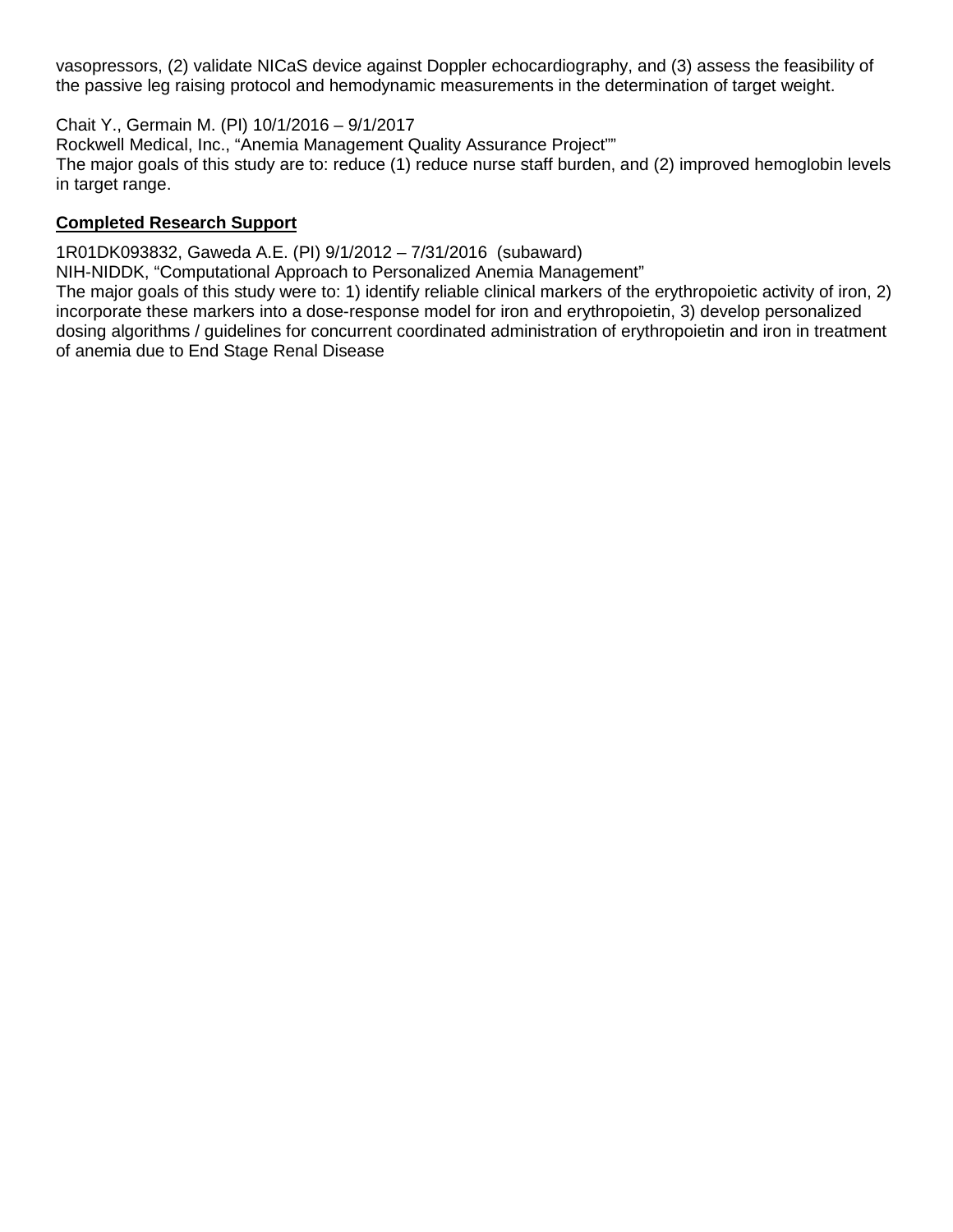vasopressors, (2) validate NICaS device against Doppler echocardiography, and (3) assess the feasibility of the passive leg raising protocol and hemodynamic measurements in the determination of target weight.

Chait Y., Germain M. (PI) 10/1/2016 – 9/1/2017
Rockwell Medical, Inc., "Anemia Management Quality Assurance Project""
The major goals of this study are to: reduce (1) reduce nurse staff burden, and (2) improved hemoglobin levels in target range.

**Completed Research Support**

1R01DK093832, Gaweda A.E. (PI) 9/1/2012 – 7/31/2016 (subaward)
NIH-NIDDK, "Computational Approach to Personalized Anemia Management"
The major goals of this study were to: 1) identify reliable clinical markers of the erythropoietic activity of iron, 2) incorporate these markers into a dose-response model for iron and erythropoietin, 3) develop personalized dosing algorithms / guidelines for concurrent coordinated administration of erythropoietin and iron in treatment of anemia due to End Stage Renal Disease